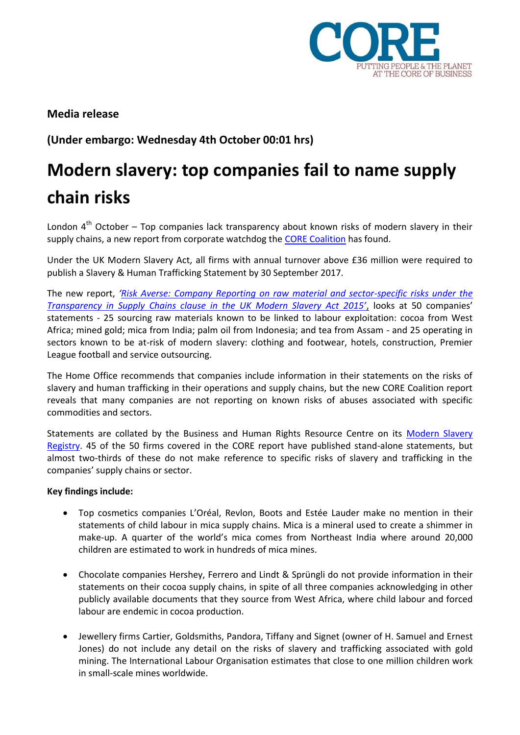CORE
PUTTING PEOPLE & THE PLANET AT THE CORE OF BUSINESS

**Media release**

**(Under embargo: Wednesday 4th October 00:01 hrs)**

# Modern slavery: top companies fail to name supply chain risks

London 4th October – Top companies lack transparency about known risks of modern slavery in their supply chains, a new report from corporate watchdog the CORE Coalition has found.

Under the UK Modern Slavery Act, all firms with annual turnover above £36 million were required to publish a Slavery & Human Trafficking Statement by 30 September 2017.

The new report, *'Risk Averse: Company Reporting on raw material and sector-specific risks under the Transparency in Supply Chains clause in the UK Modern Slavery Act 2015'*, looks at 50 companies' statements - 25 sourcing raw materials known to be linked to labour exploitation: cocoa from West Africa; mined gold; mica from India; palm oil from Indonesia; and tea from Assam - and 25 operating in sectors known to be at-risk of modern slavery: clothing and footwear, hotels, construction, Premier League football and service outsourcing.

The Home Office recommends that companies include information in their statements on the risks of slavery and human trafficking in their operations and supply chains, but the new CORE Coalition report reveals that many companies are not reporting on known risks of abuses associated with specific commodities and sectors.

Statements are collated by the Business and Human Rights Resource Centre on its Modern Slavery Registry. 45 of the 50 firms covered in the CORE report have published stand-alone statements, but almost two-thirds of these do not make reference to specific risks of slavery and trafficking in the companies' supply chains or sector.

**Key findings include:**

- Top cosmetics companies L'Oréal, Revlon, Boots and Estée Lauder make no mention in their statements of child labour in mica supply chains. Mica is a mineral used to create a shimmer in make-up. A quarter of the world's mica comes from Northeast India where around 20,000 children are estimated to work in hundreds of mica mines.
- Chocolate companies Hershey, Ferrero and Lindt & Sprüngli do not provide information in their statements on their cocoa supply chains, in spite of all three companies acknowledging in other publicly available documents that they source from West Africa, where child labour and forced labour are endemic in cocoa production.
- Jewellery firms Cartier, Goldsmiths, Pandora, Tiffany and Signet (owner of H. Samuel and Ernest Jones) do not include any detail on the risks of slavery and trafficking associated with gold mining. The International Labour Organisation estimates that close to one million children work in small-scale mines worldwide.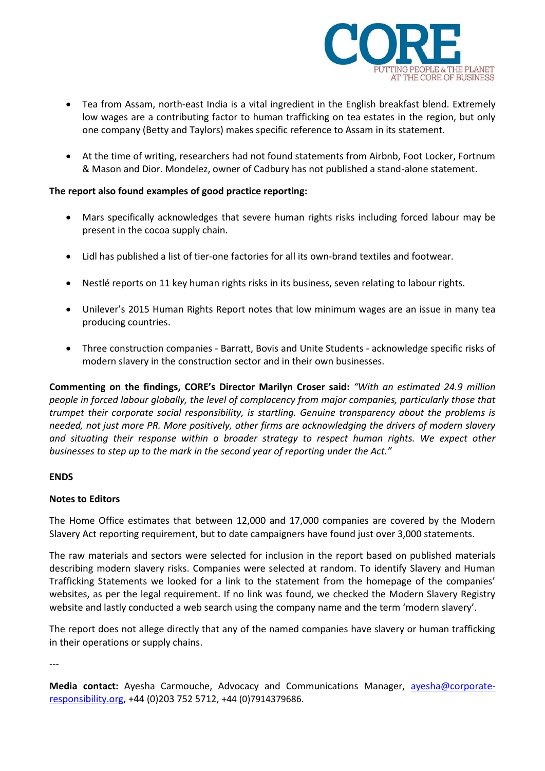- Tea from Assam, north-east India is a vital ingredient in the English breakfast blend. Extremely low wages are a contributing factor to human trafficking on tea estates in the region, but only one company (Betty and Taylors) makes specific reference to Assam in its statement.

- At the time of writing, researchers had not found statements from Airbnb, Foot Locker, Fortnum & Mason and Dior. Mondelez, owner of Cadbury has not published a stand-alone statement.

**The report also found examples of good practice reporting:**

- Mars specifically acknowledges that severe human rights risks including forced labour may be present in the cocoa supply chain.

- Lidl has published a list of tier-one factories for all its own-brand textiles and footwear.

- Nestlé reports on 11 key human rights risks in its business, seven relating to labour rights.

- Unilever's 2015 Human Rights Report notes that low minimum wages are an issue in many tea producing countries.

- Three construction companies - Barratt, Bovis and Unite Students - acknowledge specific risks of modern slavery in the construction sector and in their own businesses.

**Commenting on the findings, CORE's Director Marilyn Croser said:** *"With an estimated 24.9 million people in forced labour globally, the level of complacency from major companies, particularly those that trumpet their corporate social responsibility, is startling. Genuine transparency about the problems is needed, not just more PR. More positively, other firms are acknowledging the drivers of modern slavery and situating their response within a broader strategy to respect human rights. We expect other businesses to step up to the mark in the second year of reporting under the Act."*

**ENDS**

**Notes to Editors**

The Home Office estimates that between 12,000 and 17,000 companies are covered by the Modern Slavery Act reporting requirement, but to date campaigners have found just over 3,000 statements.

The raw materials and sectors were selected for inclusion in the report based on published materials describing modern slavery risks. Companies were selected at random. To identify Slavery and Human Trafficking Statements we looked for a link to the statement from the homepage of the companies' websites, as per the legal requirement. If no link was found, we checked the Modern Slavery Registry website and lastly conducted a web search using the company name and the term 'modern slavery'.

The report does not allege directly that any of the named companies have slavery or human trafficking in their operations or supply chains.

---

**Media contact:** Ayesha Carmouche, Advocacy and Communications Manager, [ayesha@corporate-responsibility.org](mailto:ayesha@corporate-responsibility.org), +44 (0)203 752 5712, +44 (0)7914379686.